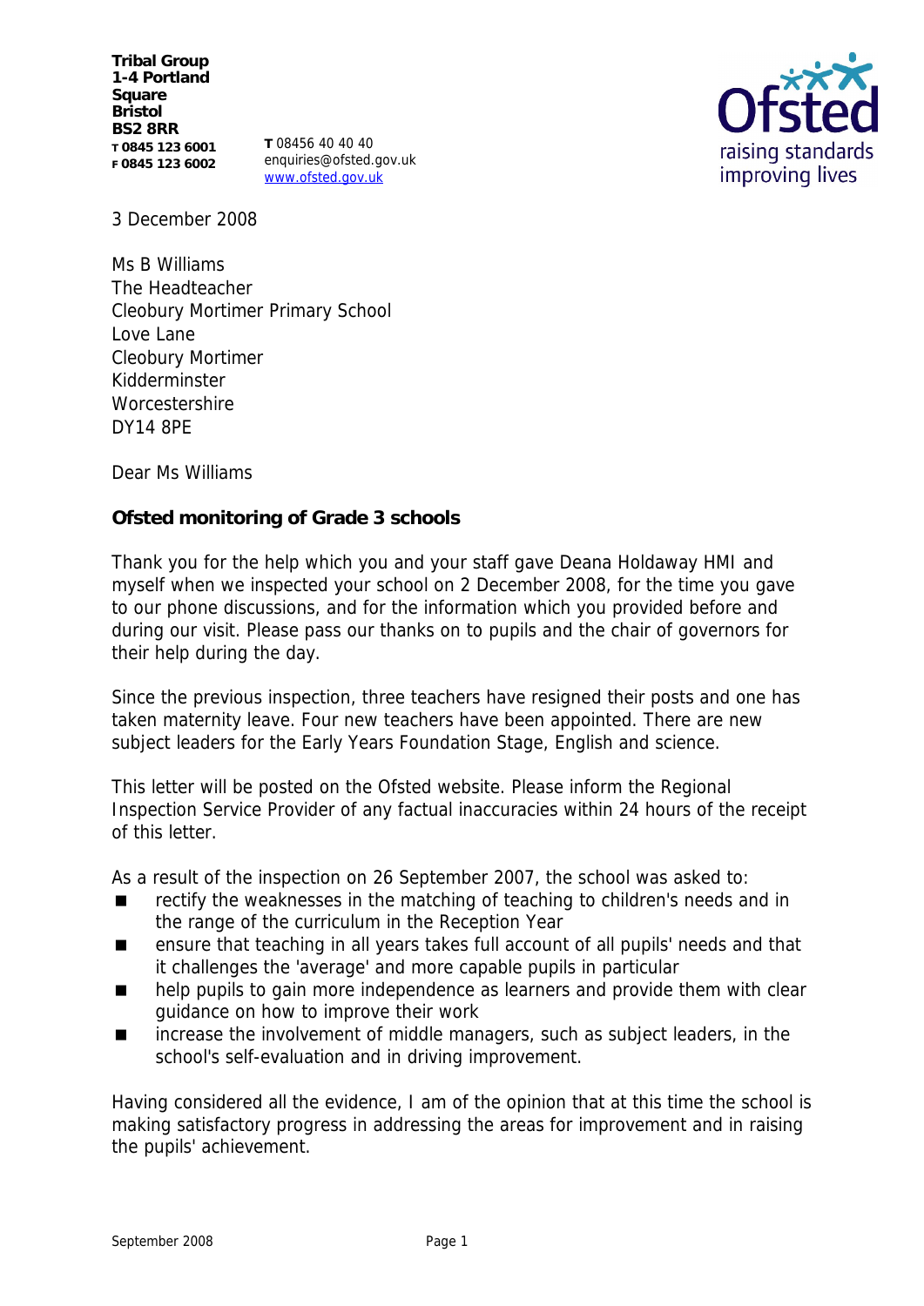**Tribal Group**
**1-4 Portland Square**
**Bristol**
**BS2 8RR**
**T 0845 123 6001**
**F 0845 123 6002**

**T** 08456 40 40 40
enquiries@ofsted.gov.uk
www.ofsted.gov.uk

Ofsted
raising standards
improving lives

3 December 2008

Ms B Williams
The Headteacher
Cleobury Mortimer Primary School
Love Lane
Cleobury Mortimer
Kidderminster
Worcestershire
DY14 8PE

Dear Ms Williams

**Ofsted monitoring of Grade 3 schools**

Thank you for the help which you and your staff gave Deana Holdaway HMI and myself when we inspected your school on 2 December 2008, for the time you gave to our phone discussions, and for the information which you provided before and during our visit. Please pass our thanks on to pupils and the chair of governors for their help during the day.

Since the previous inspection, three teachers have resigned their posts and one has taken maternity leave. Four new teachers have been appointed. There are new subject leaders for the Early Years Foundation Stage, English and science.

This letter will be posted on the Ofsted website. Please inform the Regional Inspection Service Provider of any factual inaccuracies within 24 hours of the receipt of this letter.

As a result of the inspection on 26 September 2007, the school was asked to:

- rectify the weaknesses in the matching of teaching to children's needs and in the range of the curriculum in the Reception Year
- ensure that teaching in all years takes full account of all pupils' needs and that it challenges the 'average' and more capable pupils in particular
- help pupils to gain more independence as learners and provide them with clear guidance on how to improve their work
- increase the involvement of middle managers, such as subject leaders, in the school's self-evaluation and in driving improvement.

Having considered all the evidence, I am of the opinion that at this time the school is making satisfactory progress in addressing the areas for improvement and in raising the pupils' achievement.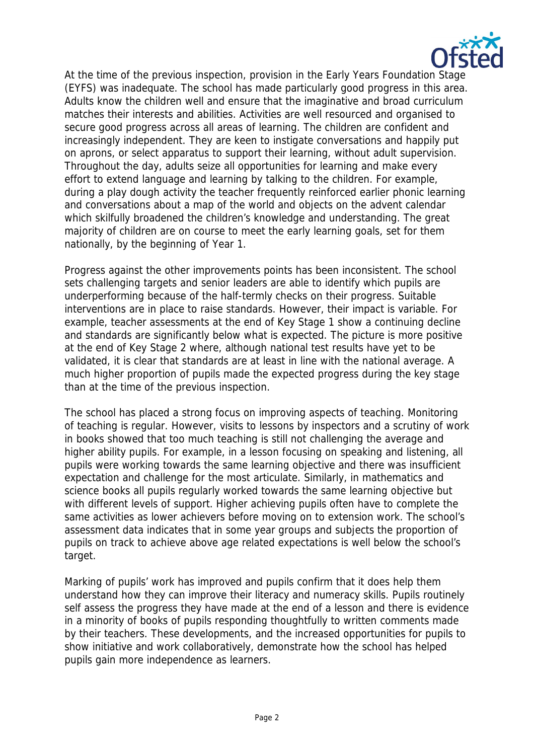At the time of the previous inspection, provision in the Early Years Foundation Stage (EYFS) was inadequate. The school has made particularly good progress in this area. Adults know the children well and ensure that the imaginative and broad curriculum matches their interests and abilities. Activities are well resourced and organised to secure good progress across all areas of learning. The children are confident and increasingly independent. They are keen to instigate conversations and happily put on aprons, or select apparatus to support their learning, without adult supervision. Throughout the day, adults seize all opportunities for learning and make every effort to extend language and learning by talking to the children. For example, during a play dough activity the teacher frequently reinforced earlier phonic learning and conversations about a map of the world and objects on the advent calendar which skilfully broadened the children's knowledge and understanding. The great majority of children are on course to meet the early learning goals, set for them nationally, by the beginning of Year 1.

Progress against the other improvements points has been inconsistent. The school sets challenging targets and senior leaders are able to identify which pupils are underperforming because of the half-termly checks on their progress. Suitable interventions are in place to raise standards. However, their impact is variable. For example, teacher assessments at the end of Key Stage 1 show a continuing decline and standards are significantly below what is expected. The picture is more positive at the end of Key Stage 2 where, although national test results have yet to be validated, it is clear that standards are at least in line with the national average. A much higher proportion of pupils made the expected progress during the key stage than at the time of the previous inspection.

The school has placed a strong focus on improving aspects of teaching. Monitoring of teaching is regular. However, visits to lessons by inspectors and a scrutiny of work in books showed that too much teaching is still not challenging the average and higher ability pupils. For example, in a lesson focusing on speaking and listening, all pupils were working towards the same learning objective and there was insufficient expectation and challenge for the most articulate. Similarly, in mathematics and science books all pupils regularly worked towards the same learning objective but with different levels of support. Higher achieving pupils often have to complete the same activities as lower achievers before moving on to extension work. The school's assessment data indicates that in some year groups and subjects the proportion of pupils on track to achieve above age related expectations is well below the school's target.

Marking of pupils' work has improved and pupils confirm that it does help them understand how they can improve their literacy and numeracy skills. Pupils routinely self assess the progress they have made at the end of a lesson and there is evidence in a minority of books of pupils responding thoughtfully to written comments made by their teachers. These developments, and the increased opportunities for pupils to show initiative and work collaboratively, demonstrate how the school has helped pupils gain more independence as learners.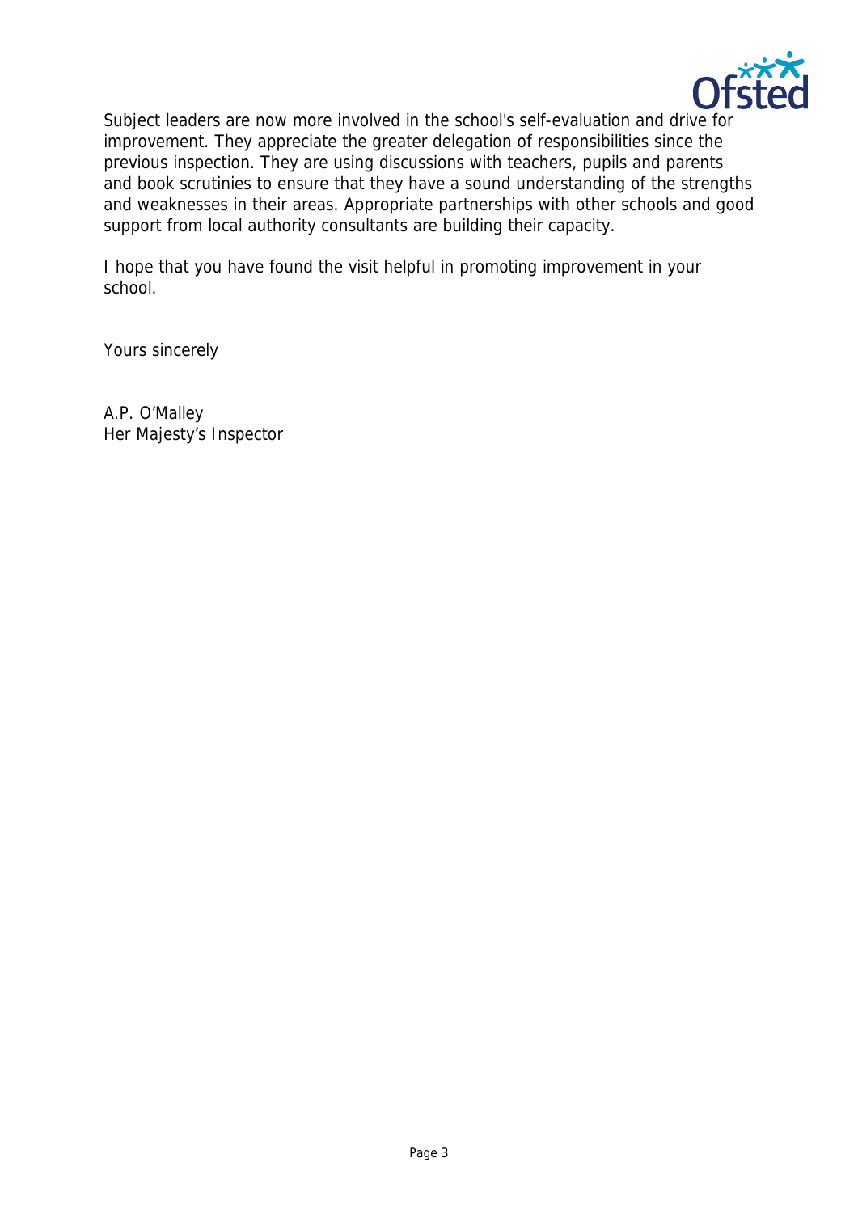Subject leaders are now more involved in the school's self-evaluation and drive for improvement. They appreciate the greater delegation of responsibilities since the previous inspection. They are using discussions with teachers, pupils and parents and book scrutinies to ensure that they have a sound understanding of the strengths and weaknesses in their areas. Appropriate partnerships with other schools and good support from local authority consultants are building their capacity.

I hope that you have found the visit helpful in promoting improvement in your school.

Yours sincerely

A.P. O'Malley
Her Majesty's Inspector